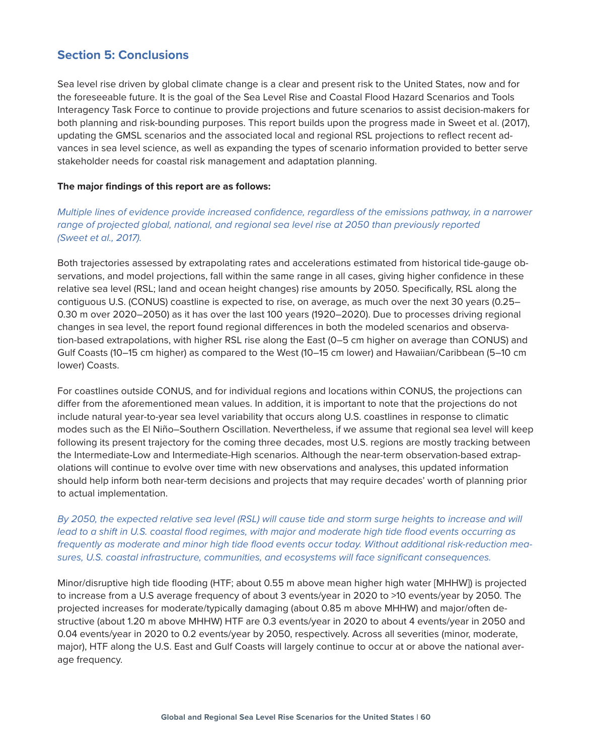## Section 5: Conclusions

Sea level rise driven by global climate change is a clear and present risk to the United States, now and for the foreseeable future. It is the goal of the Sea Level Rise and Coastal Flood Hazard Scenarios and Tools Interagency Task Force to continue to provide projections and future scenarios to assist decision-makers for both planning and risk-bounding purposes. This report builds upon the progress made in Sweet et al. (2017), updating the GMSL scenarios and the associated local and regional RSL projections to reflect recent advances in sea level science, as well as expanding the types of scenario information provided to better serve stakeholder needs for coastal risk management and adaptation planning.

**The major findings of this report are as follows:**

*Multiple lines of evidence provide increased confidence, regardless of the emissions pathway, in a narrower range of projected global, national, and regional sea level rise at 2050 than previously reported (Sweet et al., 2017).*

Both trajectories assessed by extrapolating rates and accelerations estimated from historical tide-gauge observations, and model projections, fall within the same range in all cases, giving higher confidence in these relative sea level (RSL; land and ocean height changes) rise amounts by 2050. Specifically, RSL along the contiguous U.S. (CONUS) coastline is expected to rise, on average, as much over the next 30 years (0.25–0.30 m over 2020–2050) as it has over the last 100 years (1920–2020). Due to processes driving regional changes in sea level, the report found regional differences in both the modeled scenarios and observation-based extrapolations, with higher RSL rise along the East (0–5 cm higher on average than CONUS) and Gulf Coasts (10–15 cm higher) as compared to the West (10–15 cm lower) and Hawaiian/Caribbean (5–10 cm lower) Coasts.

For coastlines outside CONUS, and for individual regions and locations within CONUS, the projections can differ from the aforementioned mean values. In addition, it is important to note that the projections do not include natural year-to-year sea level variability that occurs along U.S. coastlines in response to climatic modes such as the El Niño–Southern Oscillation. Nevertheless, if we assume that regional sea level will keep following its present trajectory for the coming three decades, most U.S. regions are mostly tracking between the Intermediate-Low and Intermediate-High scenarios. Although the near-term observation-based extrapolations will continue to evolve over time with new observations and analyses, this updated information should help inform both near-term decisions and projects that may require decades' worth of planning prior to actual implementation.

*By 2050, the expected relative sea level (RSL) will cause tide and storm surge heights to increase and will lead to a shift in U.S. coastal flood regimes, with major and moderate high tide flood events occurring as frequently as moderate and minor high tide flood events occur today. Without additional risk-reduction measures, U.S. coastal infrastructure, communities, and ecosystems will face significant consequences.*

Minor/disruptive high tide flooding (HTF; about 0.55 m above mean higher high water [MHHW]) is projected to increase from a U.S average frequency of about 3 events/year in 2020 to >10 events/year by 2050. The projected increases for moderate/typically damaging (about 0.85 m above MHHW) and major/often destructive (about 1.20 m above MHHW) HTF are 0.3 events/year in 2020 to about 4 events/year in 2050 and 0.04 events/year in 2020 to 0.2 events/year by 2050, respectively. Across all severities (minor, moderate, major), HTF along the U.S. East and Gulf Coasts will largely continue to occur at or above the national average frequency.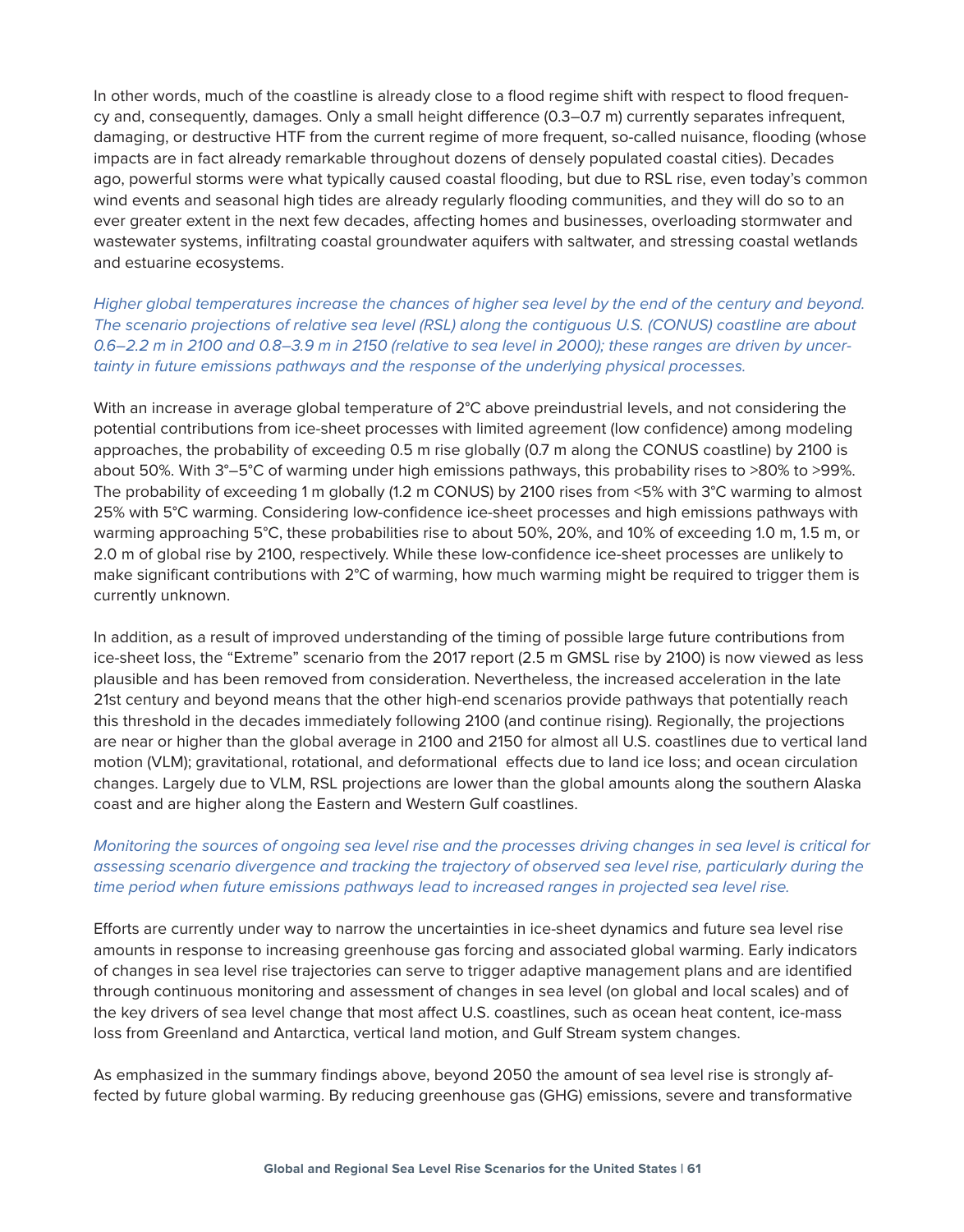In other words, much of the coastline is already close to a flood regime shift with respect to flood frequency and, consequently, damages. Only a small height difference (0.3–0.7 m) currently separates infrequent, damaging, or destructive HTF from the current regime of more frequent, so-called nuisance, flooding (whose impacts are in fact already remarkable throughout dozens of densely populated coastal cities). Decades ago, powerful storms were what typically caused coastal flooding, but due to RSL rise, even today's common wind events and seasonal high tides are already regularly flooding communities, and they will do so to an ever greater extent in the next few decades, affecting homes and businesses, overloading stormwater and wastewater systems, infiltrating coastal groundwater aquifers with saltwater, and stressing coastal wetlands and estuarine ecosystems.

*Higher global temperatures increase the chances of higher sea level by the end of the century and beyond. The scenario projections of relative sea level (RSL) along the contiguous U.S. (CONUS) coastline are about 0.6–2.2 m in 2100 and 0.8–3.9 m in 2150 (relative to sea level in 2000); these ranges are driven by uncertainty in future emissions pathways and the response of the underlying physical processes.*

With an increase in average global temperature of 2°C above preindustrial levels, and not considering the potential contributions from ice-sheet processes with limited agreement (low confidence) among modeling approaches, the probability of exceeding 0.5 m rise globally (0.7 m along the CONUS coastline) by 2100 is about 50%. With 3°–5°C of warming under high emissions pathways, this probability rises to >80% to >99%. The probability of exceeding 1 m globally (1.2 m CONUS) by 2100 rises from <5% with 3°C warming to almost 25% with 5°C warming. Considering low-confidence ice-sheet processes and high emissions pathways with warming approaching 5°C, these probabilities rise to about 50%, 20%, and 10% of exceeding 1.0 m, 1.5 m, or 2.0 m of global rise by 2100, respectively. While these low-confidence ice-sheet processes are unlikely to make significant contributions with 2°C of warming, how much warming might be required to trigger them is currently unknown.

In addition, as a result of improved understanding of the timing of possible large future contributions from ice-sheet loss, the "Extreme" scenario from the 2017 report (2.5 m GMSL rise by 2100) is now viewed as less plausible and has been removed from consideration. Nevertheless, the increased acceleration in the late 21st century and beyond means that the other high-end scenarios provide pathways that potentially reach this threshold in the decades immediately following 2100 (and continue rising). Regionally, the projections are near or higher than the global average in 2100 and 2150 for almost all U.S. coastlines due to vertical land motion (VLM); gravitational, rotational, and deformational effects due to land ice loss; and ocean circulation changes. Largely due to VLM, RSL projections are lower than the global amounts along the southern Alaska coast and are higher along the Eastern and Western Gulf coastlines.

*Monitoring the sources of ongoing sea level rise and the processes driving changes in sea level is critical for assessing scenario divergence and tracking the trajectory of observed sea level rise, particularly during the time period when future emissions pathways lead to increased ranges in projected sea level rise.*

Efforts are currently under way to narrow the uncertainties in ice-sheet dynamics and future sea level rise amounts in response to increasing greenhouse gas forcing and associated global warming. Early indicators of changes in sea level rise trajectories can serve to trigger adaptive management plans and are identified through continuous monitoring and assessment of changes in sea level (on global and local scales) and of the key drivers of sea level change that most affect U.S. coastlines, such as ocean heat content, ice-mass loss from Greenland and Antarctica, vertical land motion, and Gulf Stream system changes.

As emphasized in the summary findings above, beyond 2050 the amount of sea level rise is strongly affected by future global warming. By reducing greenhouse gas (GHG) emissions, severe and transformative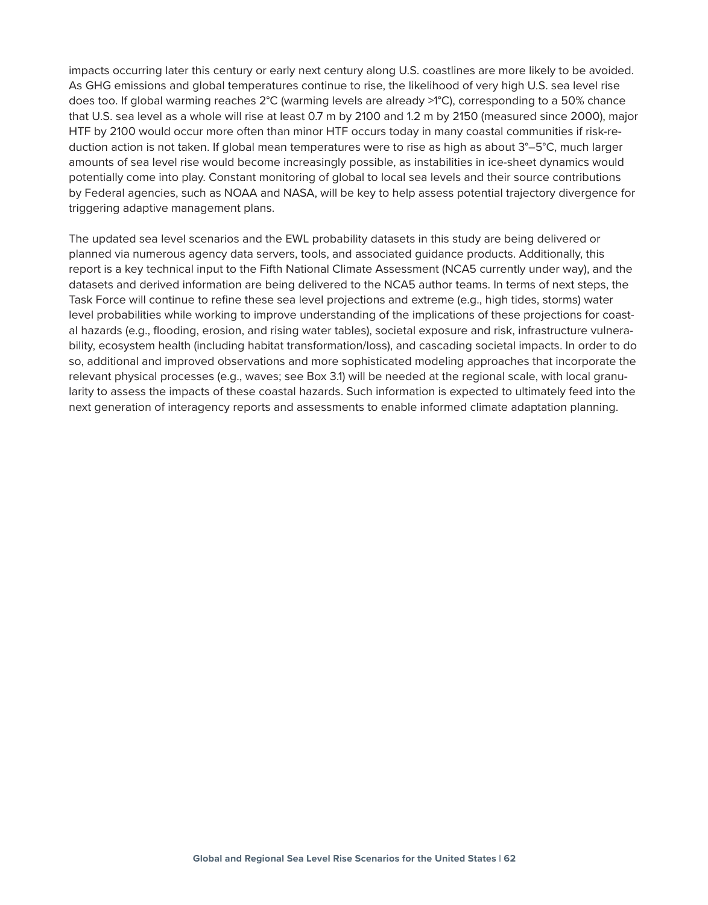impacts occurring later this century or early next century along U.S. coastlines are more likely to be avoided. As GHG emissions and global temperatures continue to rise, the likelihood of very high U.S. sea level rise does too. If global warming reaches 2°C (warming levels are already >1°C), corresponding to a 50% chance that U.S. sea level as a whole will rise at least 0.7 m by 2100 and 1.2 m by 2150 (measured since 2000), major HTF by 2100 would occur more often than minor HTF occurs today in many coastal communities if risk-reduction action is not taken. If global mean temperatures were to rise as high as about 3°–5°C, much larger amounts of sea level rise would become increasingly possible, as instabilities in ice-sheet dynamics would potentially come into play. Constant monitoring of global to local sea levels and their source contributions by Federal agencies, such as NOAA and NASA, will be key to help assess potential trajectory divergence for triggering adaptive management plans.

The updated sea level scenarios and the EWL probability datasets in this study are being delivered or planned via numerous agency data servers, tools, and associated guidance products. Additionally, this report is a key technical input to the Fifth National Climate Assessment (NCA5 currently under way), and the datasets and derived information are being delivered to the NCA5 author teams. In terms of next steps, the Task Force will continue to refine these sea level projections and extreme (e.g., high tides, storms) water level probabilities while working to improve understanding of the implications of these projections for coastal hazards (e.g., flooding, erosion, and rising water tables), societal exposure and risk, infrastructure vulnerability, ecosystem health (including habitat transformation/loss), and cascading societal impacts. In order to do so, additional and improved observations and more sophisticated modeling approaches that incorporate the relevant physical processes (e.g., waves; see Box 3.1) will be needed at the regional scale, with local granularity to assess the impacts of these coastal hazards. Such information is expected to ultimately feed into the next generation of interagency reports and assessments to enable informed climate adaptation planning.